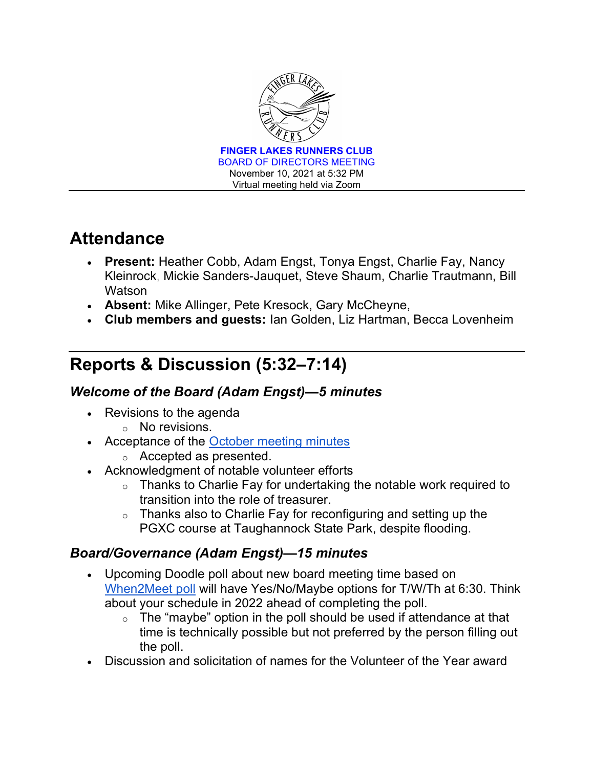**FINGER LAKES RUNNERS CLUB**
BOARD OF DIRECTORS MEETING
November 10, 2021 at 5:32 PM
Virtual meeting held via Zoom

# Attendance

- **Present:** Heather Cobb, Adam Engst, Tonya Engst, Charlie Fay, Nancy Kleinrock, Mickie Sanders-Jauquet, Steve Shaum, Charlie Trautmann, Bill Watson
- **Absent:** Mike Allinger, Pete Kresock, Gary McCheyne,
- **Club members and guests:** Ian Golden, Liz Hartman, Becca Lovenheim

# Reports & Discussion (5:32–7:14)

### *Welcome of the Board (Adam Engst)—5 minutes*

- Revisions to the agenda
  - No revisions.
- Acceptance of the October meeting minutes
  - Accepted as presented.
- Acknowledgment of notable volunteer efforts
  - Thanks to Charlie Fay for undertaking the notable work required to transition into the role of treasurer.
  - Thanks also to Charlie Fay for reconfiguring and setting up the PGXC course at Taughannock State Park, despite flooding.

### *Board/Governance (Adam Engst)—15 minutes*

- Upcoming Doodle poll about new board meeting time based on When2Meet poll will have Yes/No/Maybe options for T/W/Th at 6:30. Think about your schedule in 2022 ahead of completing the poll.
  - The "maybe" option in the poll should be used if attendance at that time is technically possible but not preferred by the person filling out the poll.
- Discussion and solicitation of names for the Volunteer of the Year award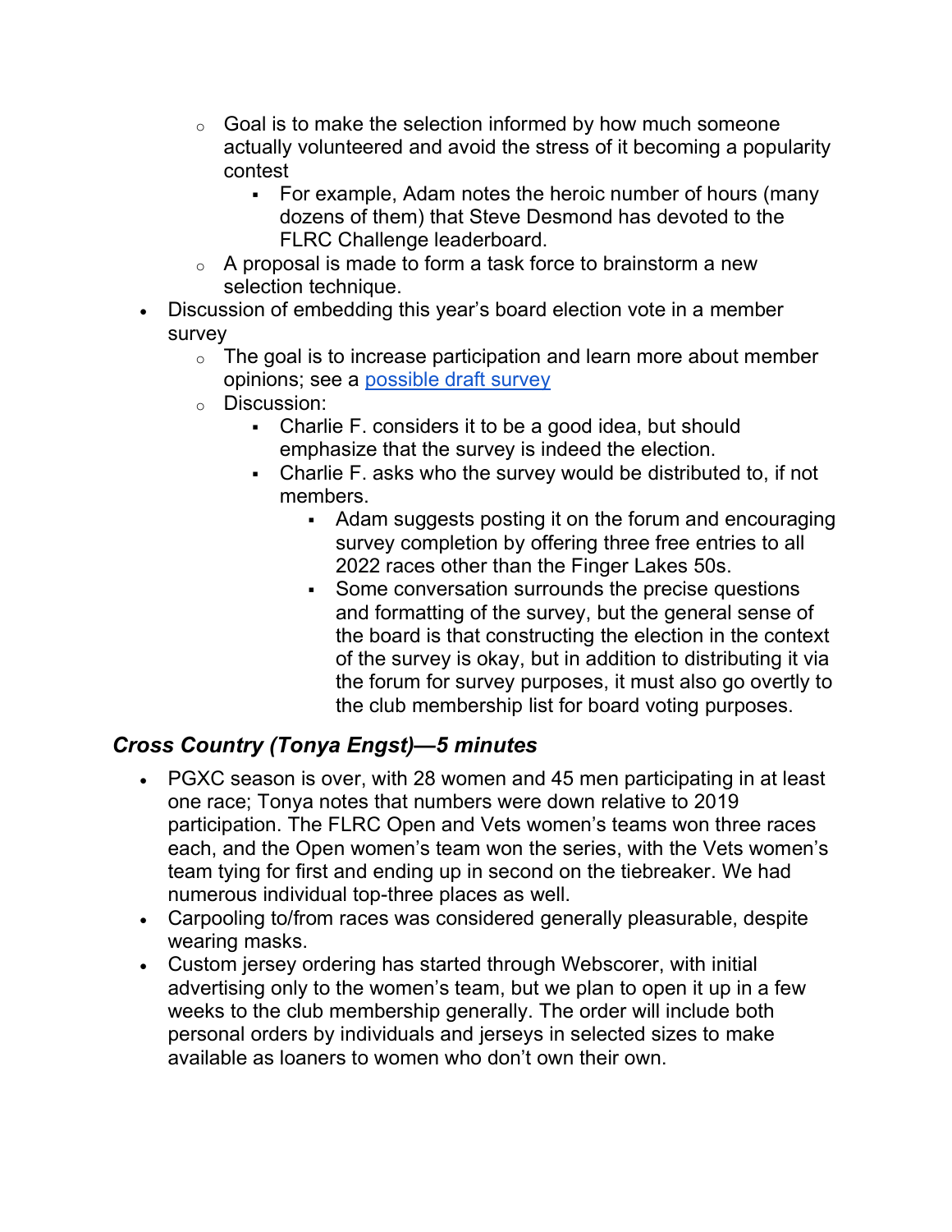- Goal is to make the selection informed by how much someone actually volunteered and avoid the stress of it becoming a popularity contest
        - For example, Adam notes the heroic number of hours (many dozens of them) that Steve Desmond has devoted to the FLRC Challenge leaderboard.
    - A proposal is made to form a task force to brainstorm a new selection technique.
- Discussion of embedding this year's board election vote in a member survey
    - The goal is to increase participation and learn more about member opinions; see a [possible draft survey]()
    - Discussion:
        - Charlie F. considers it to be a good idea, but should emphasize that the survey is indeed the election.
        - Charlie F. asks who the survey would be distributed to, if not members.
            - Adam suggests posting it on the forum and encouraging survey completion by offering three free entries to all 2022 races other than the Finger Lakes 50s.
            - Some conversation surrounds the precise questions and formatting of the survey, but the general sense of the board is that constructing the election in the context of the survey is okay, but in addition to distributing it via the forum for survey purposes, it must also go overtly to the club membership list for board voting purposes.

## *Cross Country (Tonya Engst)—5 minutes*

- PGXC season is over, with 28 women and 45 men participating in at least one race; Tonya notes that numbers were down relative to 2019 participation. The FLRC Open and Vets women's teams won three races each, and the Open women's team won the series, with the Vets women's team tying for first and ending up in second on the tiebreaker. We had numerous individual top-three places as well.
- Carpooling to/from races was considered generally pleasurable, despite wearing masks.
- Custom jersey ordering has started through Webscorer, with initial advertising only to the women's team, but we plan to open it up in a few weeks to the club membership generally. The order will include both personal orders by individuals and jerseys in selected sizes to make available as loaners to women who don't own their own.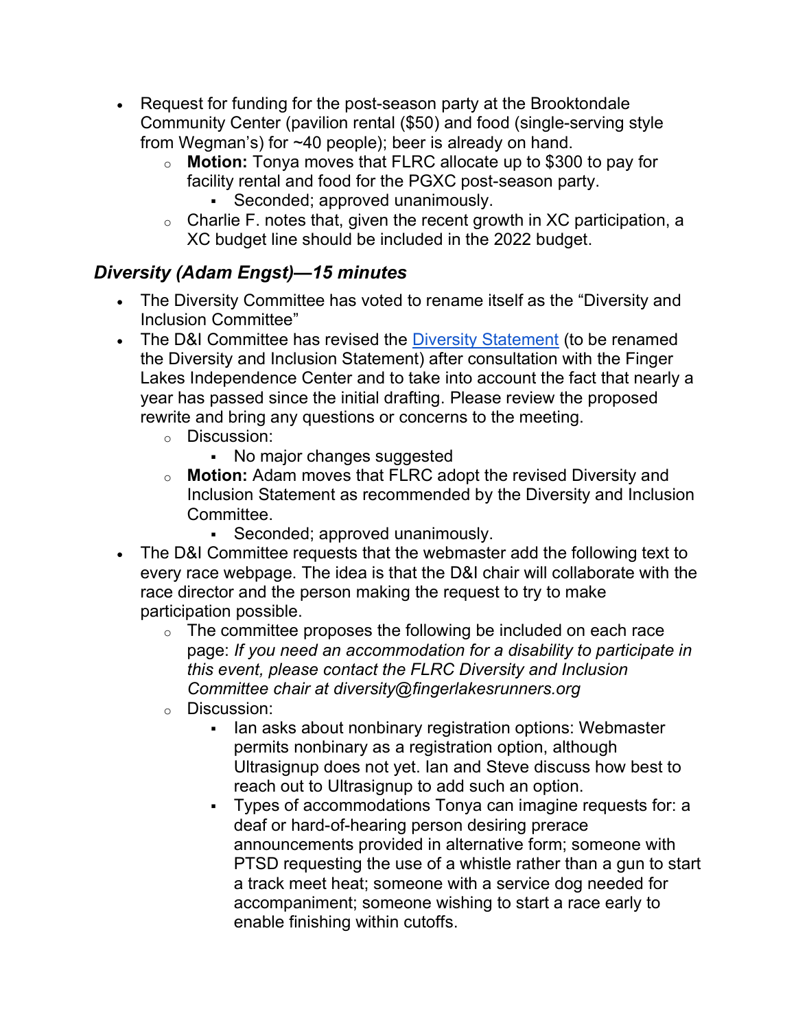- Request for funding for the post-season party at the Brooktondale Community Center (pavilion rental ($50) and food (single-serving style from Wegman's) for ~40 people); beer is already on hand.
    - **Motion:** Tonya moves that FLRC allocate up to $300 to pay for facility rental and food for the PGXC post-season party.
        - Seconded; approved unanimously.
    - Charlie F. notes that, given the recent growth in XC participation, a XC budget line should be included in the 2022 budget.

### *Diversity (Adam Engst)—15 minutes*

- The Diversity Committee has voted to rename itself as the "Diversity and Inclusion Committee"
- The D&I Committee has revised the Diversity Statement (to be renamed the Diversity and Inclusion Statement) after consultation with the Finger Lakes Independence Center and to take into account the fact that nearly a year has passed since the initial drafting. Please review the proposed rewrite and bring any questions or concerns to the meeting.
    - Discussion:
        - No major changes suggested
    - **Motion:** Adam moves that FLRC adopt the revised Diversity and Inclusion Statement as recommended by the Diversity and Inclusion Committee.
        - Seconded; approved unanimously.
- The D&I Committee requests that the webmaster add the following text to every race webpage. The idea is that the D&I chair will collaborate with the race director and the person making the request to try to make participation possible.
    - The committee proposes the following be included on each race page: *If you need an accommodation for a disability to participate in this event, please contact the FLRC Diversity and Inclusion Committee chair at diversity@fingerlakesrunners.org*
    - Discussion:
        - Ian asks about nonbinary registration options: Webmaster permits nonbinary as a registration option, although Ultrasignup does not yet. Ian and Steve discuss how best to reach out to Ultrasignup to add such an option.
        - Types of accommodations Tonya can imagine requests for: a deaf or hard-of-hearing person desiring prerace announcements provided in alternative form; someone with PTSD requesting the use of a whistle rather than a gun to start a track meet heat; someone with a service dog needed for accompaniment; someone wishing to start a race early to enable finishing within cutoffs.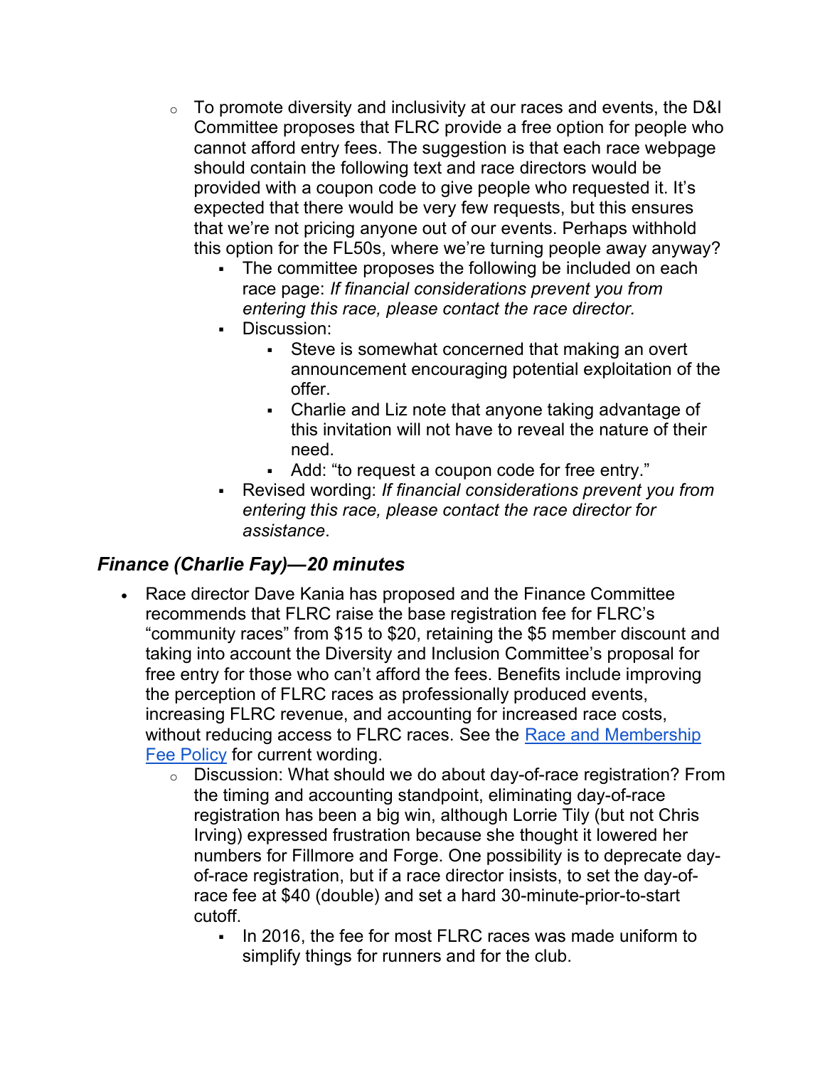- To promote diversity and inclusivity at our races and events, the D&I Committee proposes that FLRC provide a free option for people who cannot afford entry fees. The suggestion is that each race webpage should contain the following text and race directors would be provided with a coupon code to give people who requested it. It's expected that there would be very few requests, but this ensures that we're not pricing anyone out of our events. Perhaps withhold this option for the FL50s, where we're turning people away anyway?
  - The committee proposes the following be included on each race page: *If financial considerations prevent you from entering this race, please contact the race director.*
  - Discussion:
    - Steve is somewhat concerned that making an overt announcement encouraging potential exploitation of the offer.
    - Charlie and Liz note that anyone taking advantage of this invitation will not have to reveal the nature of their need.
    - Add: "to request a coupon code for free entry."
  - Revised wording: *If financial considerations prevent you from entering this race, please contact the race director for assistance*.

### *Finance (Charlie Fay)—20 minutes*

- Race director Dave Kania has proposed and the Finance Committee recommends that FLRC raise the base registration fee for FLRC's "community races" from $15 to $20, retaining the $5 member discount and taking into account the Diversity and Inclusion Committee's proposal for free entry for those who can't afford the fees. Benefits include improving the perception of FLRC races as professionally produced events, increasing FLRC revenue, and accounting for increased race costs, without reducing access to FLRC races. See the [Race and Membership Fee Policy]() for current wording.
  - Discussion: What should we do about day-of-race registration? From the timing and accounting standpoint, eliminating day-of-race registration has been a big win, although Lorrie Tily (but not Chris Irving) expressed frustration because she thought it lowered her numbers for Fillmore and Forge. One possibility is to deprecate day-of-race registration, but if a race director insists, to set the day-of-race fee at $40 (double) and set a hard 30-minute-prior-to-start cutoff.
    - In 2016, the fee for most FLRC races was made uniform to simplify things for runners and for the club.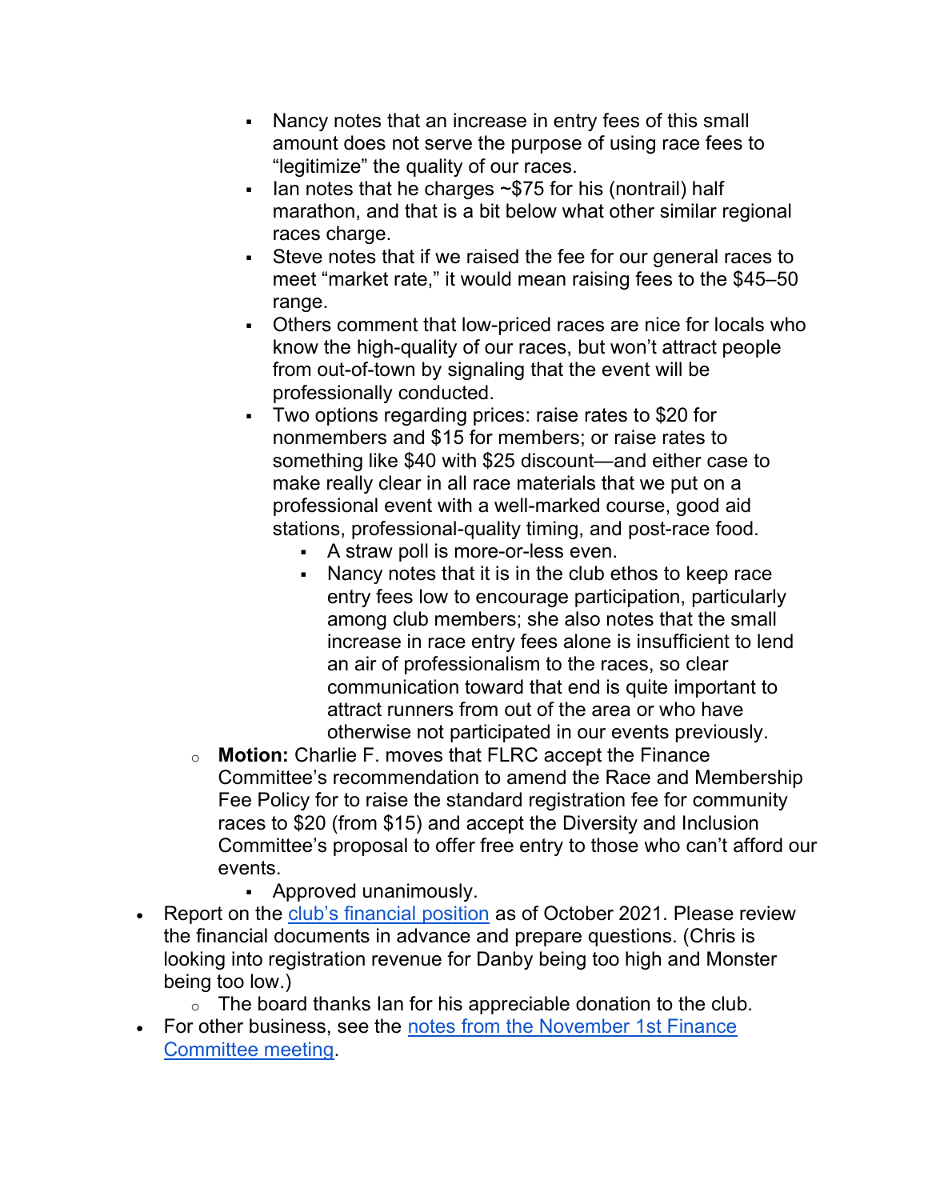- Nancy notes that an increase in entry fees of this small amount does not serve the purpose of using race fees to "legitimize" the quality of our races.
      - Ian notes that he charges ~$75 for his (nontrail) half marathon, and that is a bit below what other similar regional races charge.
      - Steve notes that if we raised the fee for our general races to meet "market rate," it would mean raising fees to the $45–50 range.
      - Others comment that low-priced races are nice for locals who know the high-quality of our races, but won't attract people from out-of-town by signaling that the event will be professionally conducted.
      - Two options regarding prices: raise rates to $20 for nonmembers and $15 for members; or raise rates to something like $40 with $25 discount—and either case to make really clear in all race materials that we put on a professional event with a well-marked course, good aid stations, professional-quality timing, and post-race food.
        - A straw poll is more-or-less even.
        - Nancy notes that it is in the club ethos to keep race entry fees low to encourage participation, particularly among club members; she also notes that the small increase in race entry fees alone is insufficient to lend an air of professionalism to the races, so clear communication toward that end is quite important to attract runners from out of the area or who have otherwise not participated in our events previously.
  - **Motion:** Charlie F. moves that FLRC accept the Finance Committee's recommendation to amend the Race and Membership Fee Policy for to raise the standard registration fee for community races to $20 (from $15) and accept the Diversity and Inclusion Committee's proposal to offer free entry to those who can't afford our events.
      - Approved unanimously.
- Report on the club's financial position as of October 2021. Please review the financial documents in advance and prepare questions. (Chris is looking into registration revenue for Danby being too high and Monster being too low.)
  - The board thanks Ian for his appreciable donation to the club.
- For other business, see the notes from the November 1st Finance Committee meeting.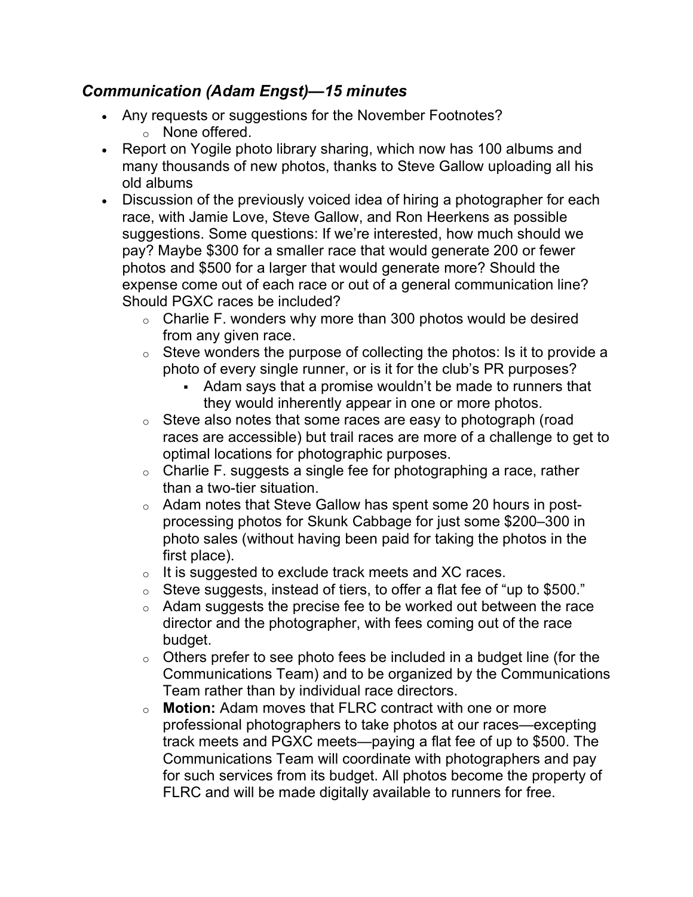### ***Communication (Adam Engst)—15 minutes***

- Any requests or suggestions for the November Footnotes?
    - None offered.
- Report on Yogile photo library sharing, which now has 100 albums and many thousands of new photos, thanks to Steve Gallow uploading all his old albums
- Discussion of the previously voiced idea of hiring a photographer for each race, with Jamie Love, Steve Gallow, and Ron Heerkens as possible suggestions. Some questions: If we're interested, how much should we pay? Maybe $300 for a smaller race that would generate 200 or fewer photos and $500 for a larger that would generate more? Should the expense come out of each race or out of a general communication line? Should PGXC races be included?
    - Charlie F. wonders why more than 300 photos would be desired from any given race.
    - Steve wonders the purpose of collecting the photos: Is it to provide a photo of every single runner, or is it for the club's PR purposes?
        - Adam says that a promise wouldn't be made to runners that they would inherently appear in one or more photos.
    - Steve also notes that some races are easy to photograph (road races are accessible) but trail races are more of a challenge to get to optimal locations for photographic purposes.
    - Charlie F. suggests a single fee for photographing a race, rather than a two-tier situation.
    - Adam notes that Steve Gallow has spent some 20 hours in post-processing photos for Skunk Cabbage for just some $200–300 in photo sales (without having been paid for taking the photos in the first place).
    - It is suggested to exclude track meets and XC races.
    - Steve suggests, instead of tiers, to offer a flat fee of "up to $500."
    - Adam suggests the precise fee to be worked out between the race director and the photographer, with fees coming out of the race budget.
    - Others prefer to see photo fees be included in a budget line (for the Communications Team) and to be organized by the Communications Team rather than by individual race directors.
    - **Motion:** Adam moves that FLRC contract with one or more professional photographers to take photos at our races—excepting track meets and PGXC meets—paying a flat fee of up to $500. The Communications Team will coordinate with photographers and pay for such services from its budget. All photos become the property of FLRC and will be made digitally available to runners for free.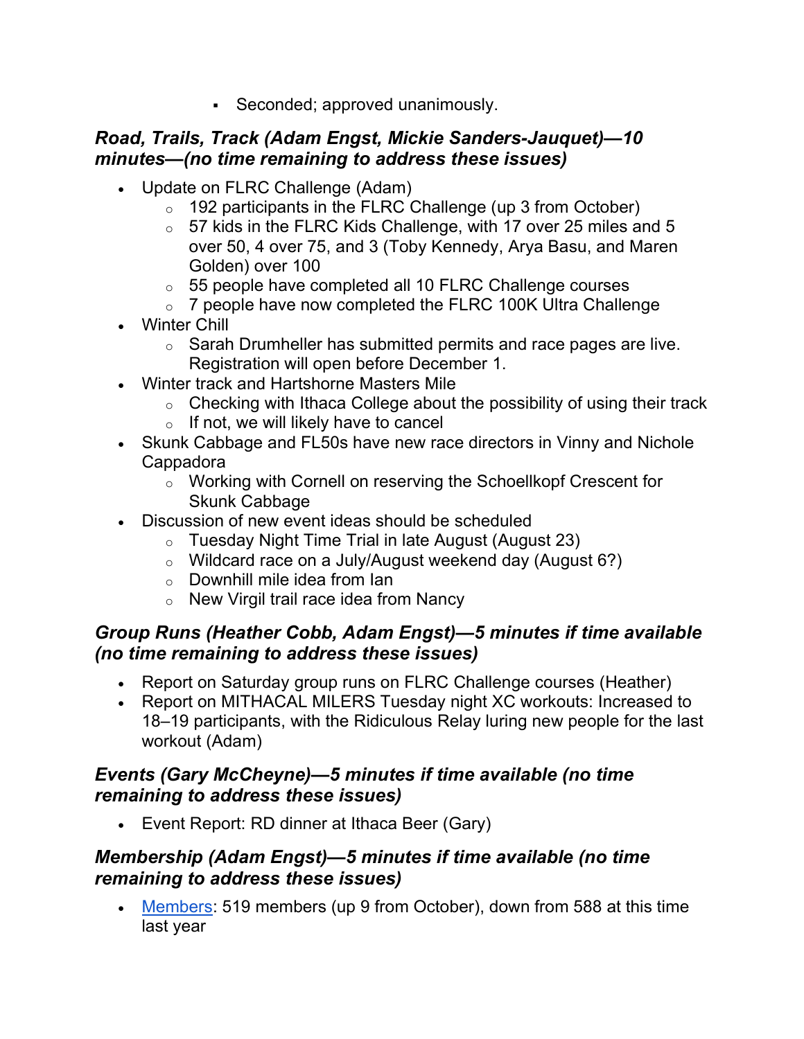- Seconded; approved unanimously.

### *Road, Trails, Track (Adam Engst, Mickie Sanders-Jauquet)—10 minutes—(no time remaining to address these issues)*

- Update on FLRC Challenge (Adam)
    - 192 participants in the FLRC Challenge (up 3 from October)
    - 57 kids in the FLRC Kids Challenge, with 17 over 25 miles and 5 over 50, 4 over 75, and 3 (Toby Kennedy, Arya Basu, and Maren Golden) over 100
    - 55 people have completed all 10 FLRC Challenge courses
    - 7 people have now completed the FLRC 100K Ultra Challenge
- Winter Chill
    - Sarah Drumheller has submitted permits and race pages are live. Registration will open before December 1.
- Winter track and Hartshorne Masters Mile
    - Checking with Ithaca College about the possibility of using their track
    - If not, we will likely have to cancel
- Skunk Cabbage and FL50s have new race directors in Vinny and Nichole Cappadora
    - Working with Cornell on reserving the Schoellkopf Crescent for Skunk Cabbage
- Discussion of new event ideas should be scheduled
    - Tuesday Night Time Trial in late August (August 23)
    - Wildcard race on a July/August weekend day (August 6?)
    - Downhill mile idea from Ian
    - New Virgil trail race idea from Nancy

### *Group Runs (Heather Cobb, Adam Engst)—5 minutes if time available (no time remaining to address these issues)*

- Report on Saturday group runs on FLRC Challenge courses (Heather)
- Report on MITHACAL MILERS Tuesday night XC workouts: Increased to 18–19 participants, with the Ridiculous Relay luring new people for the last workout (Adam)

### *Events (Gary McCheyne)—5 minutes if time available (no time remaining to address these issues)*

- Event Report: RD dinner at Ithaca Beer (Gary)

### *Membership (Adam Engst)—5 minutes if time available (no time remaining to address these issues)*

- Members: 519 members (up 9 from October), down from 588 at this time last year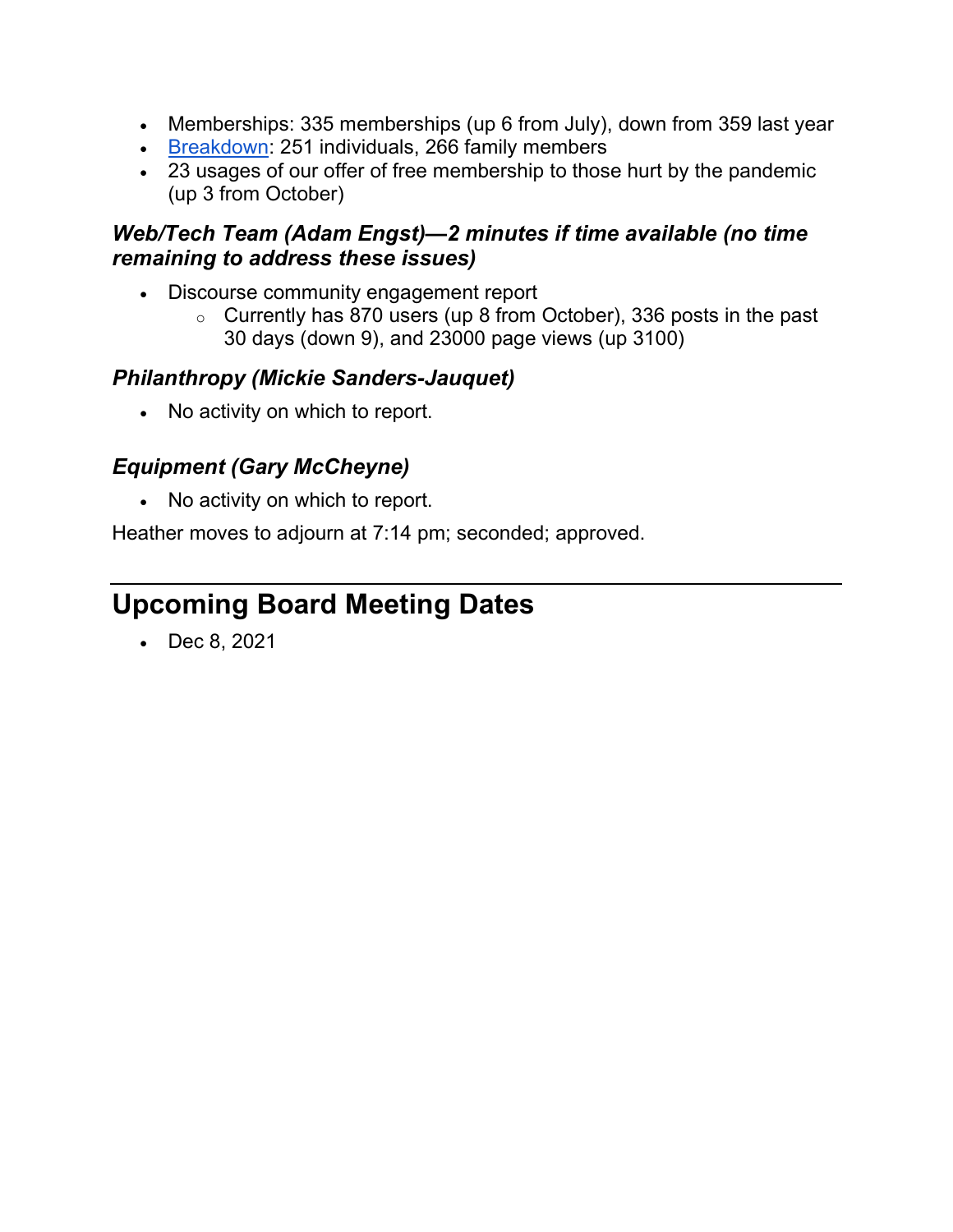- Memberships: 335 memberships (up 6 from July), down from 359 last year
- Breakdown: 251 individuals, 266 family members
- 23 usages of our offer of free membership to those hurt by the pandemic (up 3 from October)

### *Web/Tech Team (Adam Engst)—2 minutes if time available (no time remaining to address these issues)*

- Discourse community engagement report
  - Currently has 870 users (up 8 from October), 336 posts in the past 30 days (down 9), and 23000 page views (up 3100)

### *Philanthropy (Mickie Sanders-Jauquet)*

- No activity on which to report.

### *Equipment (Gary McCheyne)*

- No activity on which to report.

Heather moves to adjourn at 7:14 pm; seconded; approved.

---

## Upcoming Board Meeting Dates

- Dec 8, 2021